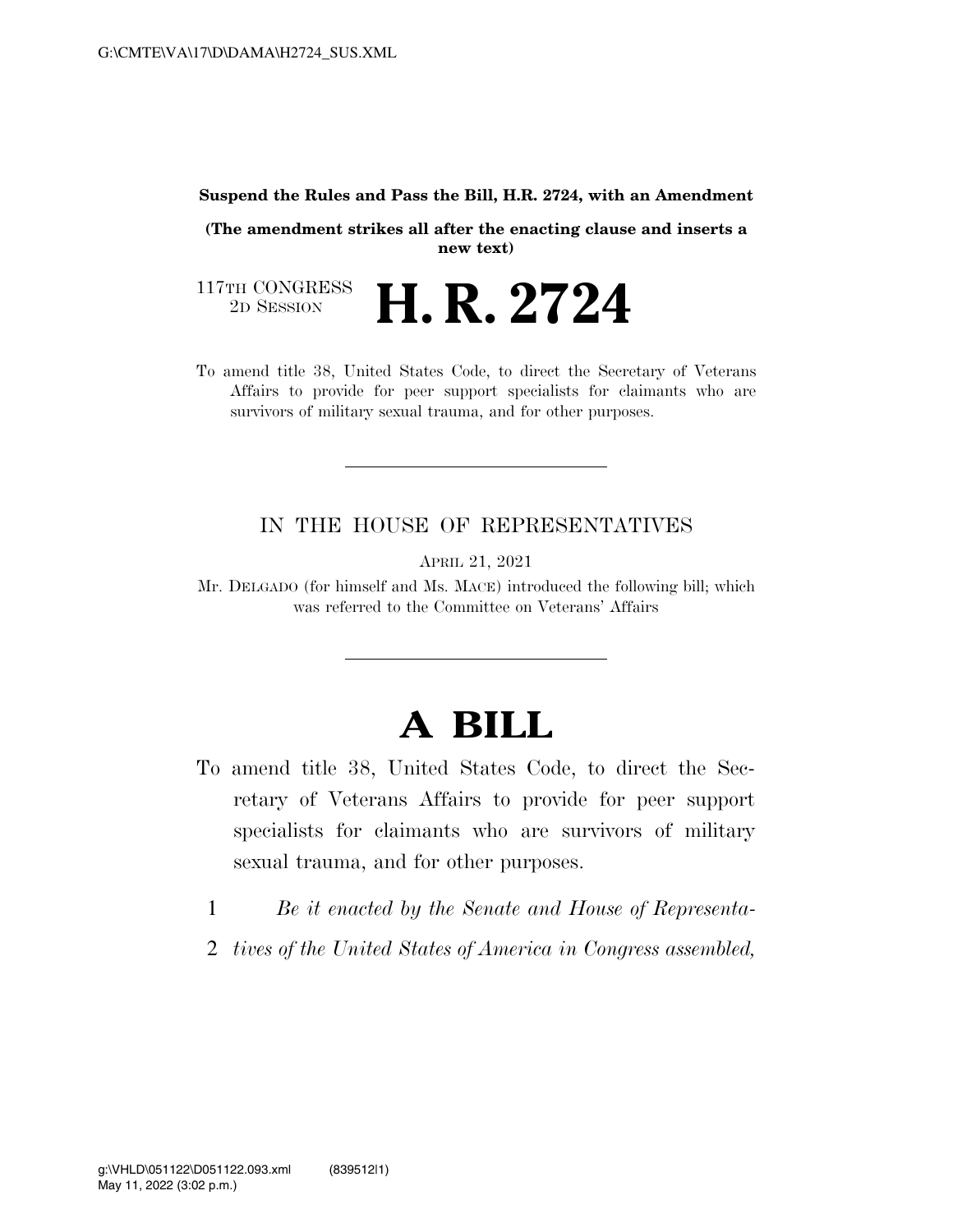**Suspend the Rules and Pass the Bill, H.R. 2724, with an Amendment**

**(The amendment strikes all after the enacting clause and inserts a new text)**

117TH CONGRESS
2D SESSION

# H. R. 2724

To amend title 38, United States Code, to direct the Secretary of Veterans Affairs to provide for peer support specialists for claimants who are survivors of military sexual trauma, and for other purposes.

---

IN THE HOUSE OF REPRESENTATIVES

APRIL 21, 2021

Mr. DELGADO (for himself and Ms. MACE) introduced the following bill; which was referred to the Committee on Veterans' Affairs

---

# A BILL

To amend title 38, United States Code, to direct the Secretary of Veterans Affairs to provide for peer support specialists for claimants who are survivors of military sexual trauma, and for other purposes.

1 *Be it enacted by the Senate and House of Representa-*
2 *tives of the United States of America in Congress assembled,*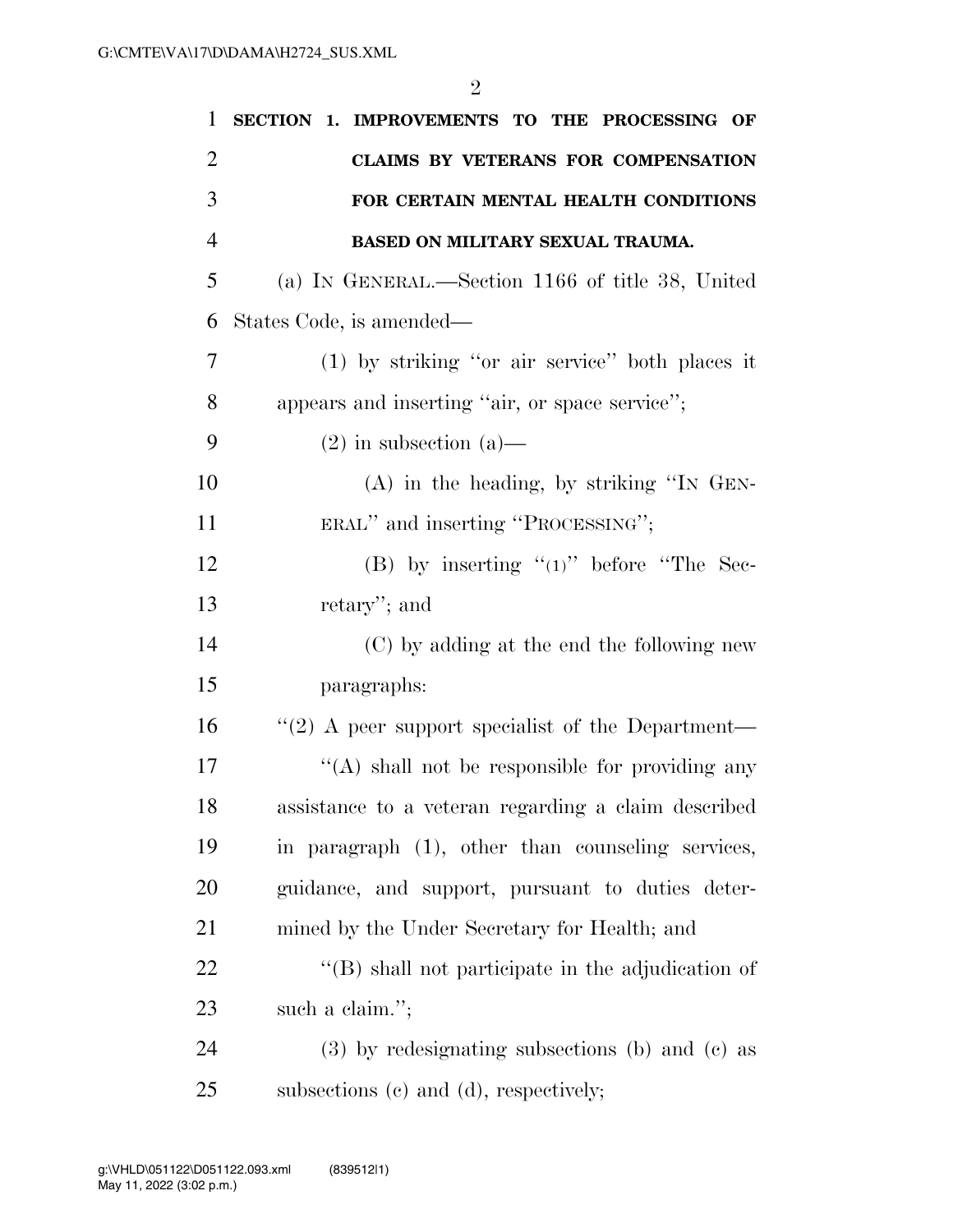**SECTION 1. IMPROVEMENTS TO THE PROCESSING OF CLAIMS BY VETERANS FOR COMPENSATION FOR CERTAIN MENTAL HEALTH CONDITIONS BASED ON MILITARY SEXUAL TRAUMA.**

(a) IN GENERAL.—Section 1166 of title 38, United States Code, is amended—

(1) by striking ''or air service'' both places it appears and inserting ''air, or space service'';

(2) in subsection (a)—

(A) in the heading, by striking ''IN GENERAL'' and inserting ''PROCESSING'';

(B) by inserting ''(1)'' before ''The Secretary''; and

(C) by adding at the end the following new paragraphs:

''(2) A peer support specialist of the Department—

''(A) shall not be responsible for providing any assistance to a veteran regarding a claim described in paragraph (1), other than counseling services, guidance, and support, pursuant to duties determined by the Under Secretary for Health; and

''(B) shall not participate in the adjudication of such a claim.'';

(3) by redesignating subsections (b) and (c) as subsections (c) and (d), respectively;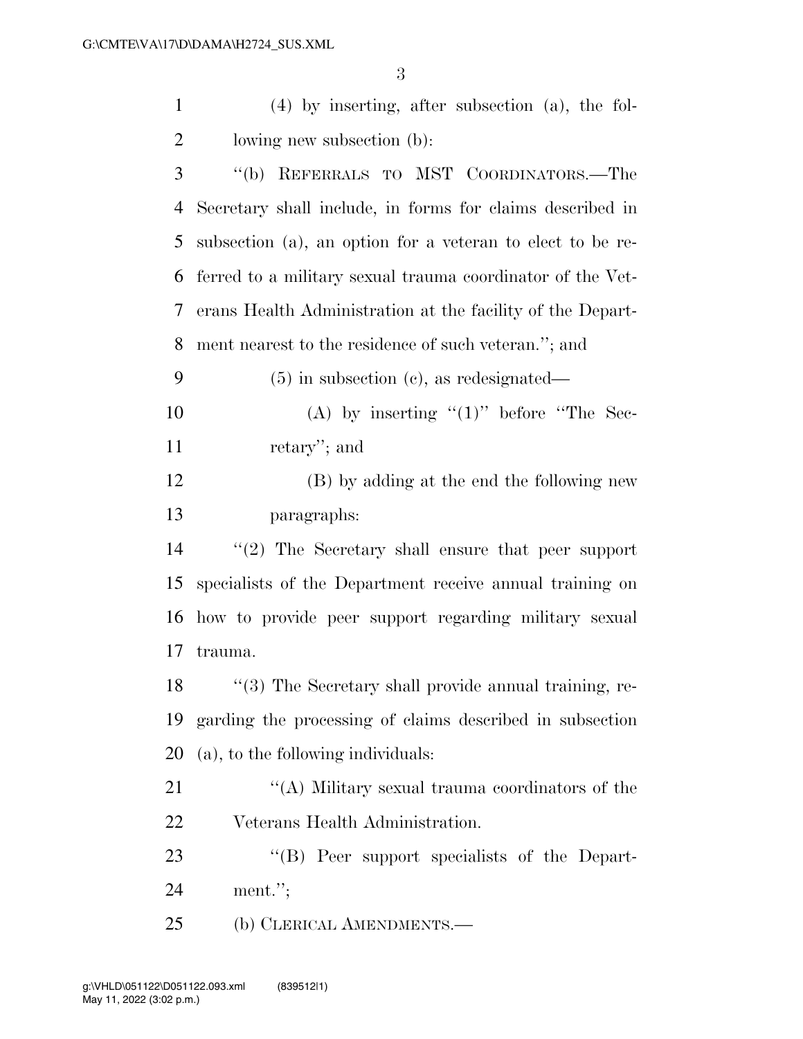(4) by inserting, after subsection (a), the following new subsection (b):

"(b) REFERRALS TO MST COORDINATORS.—The Secretary shall include, in forms for claims described in subsection (a), an option for a veteran to elect to be referred to a military sexual trauma coordinator of the Veterans Health Administration at the facility of the Department nearest to the residence of such veteran."; and

(5) in subsection (c), as redesignated—

(A) by inserting "(1)" before "The Secretary"; and

(B) by adding at the end the following new paragraphs:

"(2) The Secretary shall ensure that peer support specialists of the Department receive annual training on how to provide peer support regarding military sexual trauma.

"(3) The Secretary shall provide annual training, regarding the processing of claims described in subsection (a), to the following individuals:

"(A) Military sexual trauma coordinators of the Veterans Health Administration.

"(B) Peer support specialists of the Department.";

(b) CLERICAL AMENDMENTS.—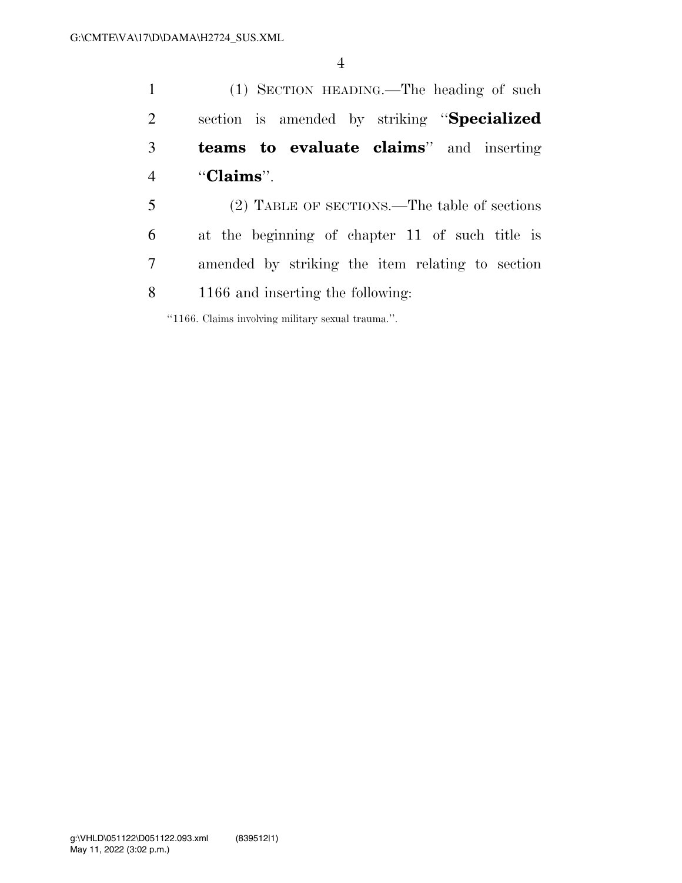(1) SECTION HEADING.—The heading of such section is amended by striking "**Specialized teams to evaluate claims**" and inserting "**Claims**".

(2) TABLE OF SECTIONS.—The table of sections at the beginning of chapter 11 of such title is amended by striking the item relating to section 1166 and inserting the following:

"1166. Claims involving military sexual trauma.".